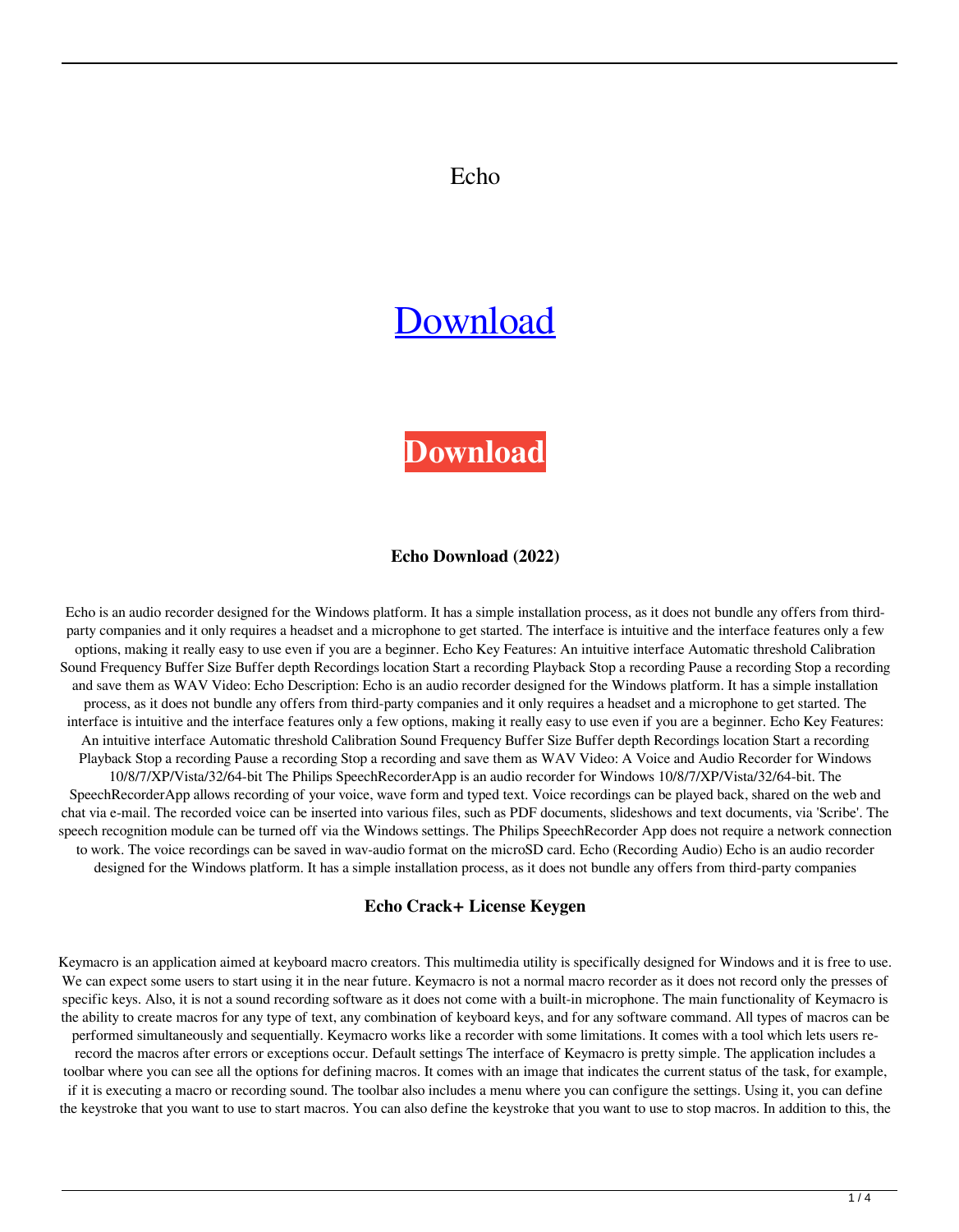Echo

Download

**Download**

### Echo Download (2022)

Echo is an audio recorder designed for the Windows platform. It has a simple installation process, as it does not bundle any offers from third-party companies and it only requires a headset and a microphone to get started. The interface is intuitive and the interface features only a few options, making it really easy to use even if you are a beginner. Echo Key Features: An intuitive interface Automatic threshold Calibration Sound Frequency Buffer Size Buffer depth Recordings location Start a recording Playback Stop a recording Pause a recording Stop a recording and save them as WAV Video: Echo Description: Echo is an audio recorder designed for the Windows platform. It has a simple installation process, as it does not bundle any offers from third-party companies and it only requires a headset and a microphone to get started. The interface is intuitive and the interface features only a few options, making it really easy to use even if you are a beginner. Echo Key Features: An intuitive interface Automatic threshold Calibration Sound Frequency Buffer Size Buffer depth Recordings location Start a recording Playback Stop a recording Pause a recording Stop a recording and save them as WAV Video: A Voice and Audio Recorder for Windows 10/8/7/XP/Vista/32/64-bit The Philips SpeechRecorderApp is an audio recorder for Windows 10/8/7/XP/Vista/32/64-bit. The SpeechRecorderApp allows recording of your voice, wave form and typed text. Voice recordings can be played back, shared on the web and chat via e-mail. The recorded voice can be inserted into various files, such as PDF documents, slideshows and text documents, via 'Scribe'. The speech recognition module can be turned off via the Windows settings. The Philips SpeechRecorder App does not require a network connection to work. The voice recordings can be saved in wav-audio format on the microSD card. Echo (Recording Audio) Echo is an audio recorder designed for the Windows platform. It has a simple installation process, as it does not bundle any offers from third-party companies

### Echo Crack+ License Keygen

Keymacro is an application aimed at keyboard macro creators. This multimedia utility is specifically designed for Windows and it is free to use. We can expect some users to start using it in the near future. Keymacro is not a normal macro recorder as it does not record only the presses of specific keys. Also, it is not a sound recording software as it does not come with a built-in microphone. The main functionality of Keymacro is the ability to create macros for any type of text, any combination of keyboard keys, and for any software command. All types of macros can be performed simultaneously and sequentially. Keymacro works like a recorder with some limitations. It comes with a tool which lets users re-record the macros after errors or exceptions occur. Default settings The interface of Keymacro is pretty simple. The application includes a toolbar where you can see all the options for defining macros. It comes with an image that indicates the current status of the task, for example, if it is executing a macro or recording sound. The toolbar also includes a menu where you can configure the settings. Using it, you can define the keystroke that you want to use to start macros. You can also define the keystroke that you want to use to stop macros. In addition to this, the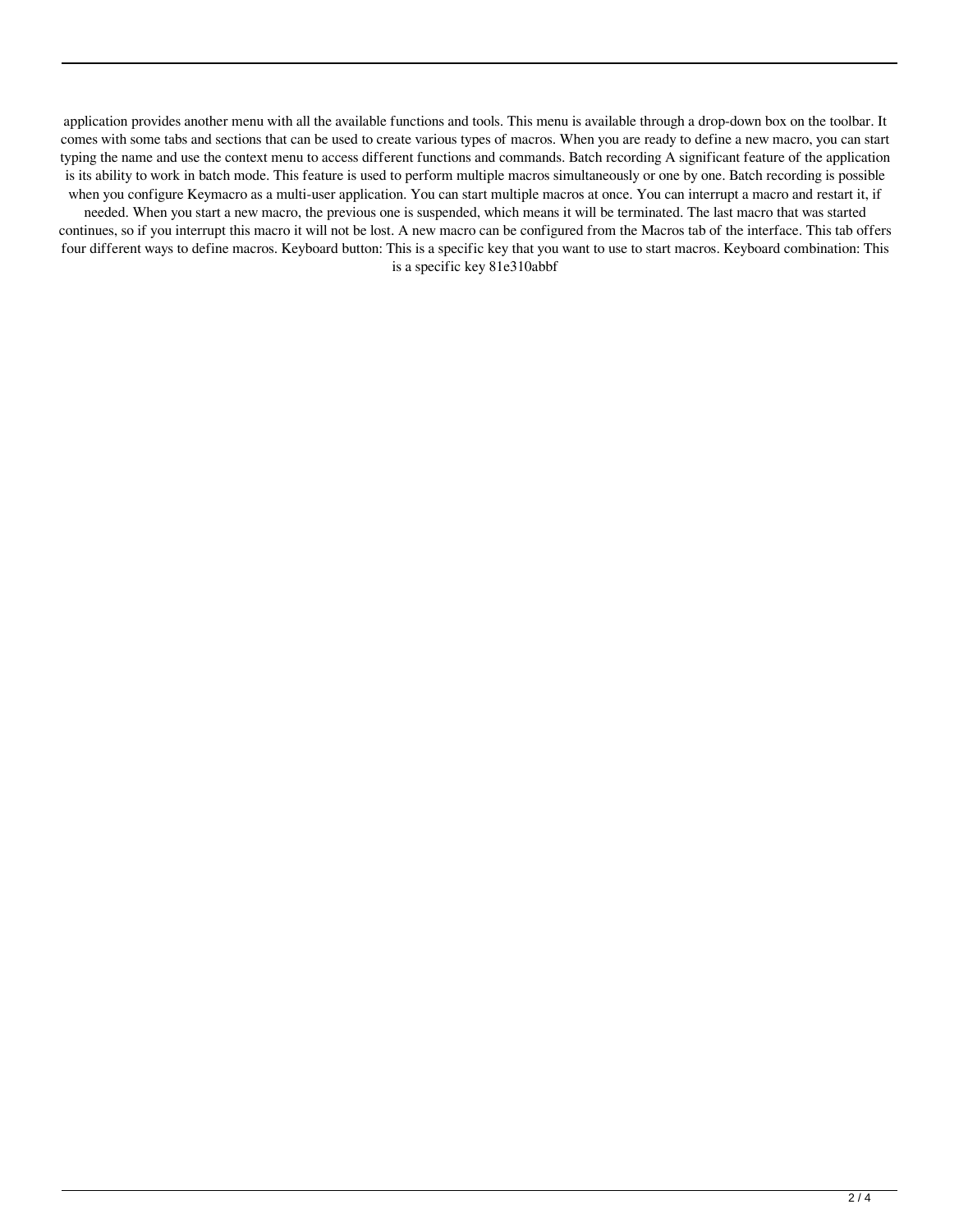application provides another menu with all the available functions and tools. This menu is available through a drop-down box on the toolbar. It comes with some tabs and sections that can be used to create various types of macros. When you are ready to define a new macro, you can start typing the name and use the context menu to access different functions and commands. Batch recording A significant feature of the application is its ability to work in batch mode. This feature is used to perform multiple macros simultaneously or one by one. Batch recording is possible when you configure Keymacro as a multi-user application. You can start multiple macros at once. You can interrupt a macro and restart it, if needed. When you start a new macro, the previous one is suspended, which means it will be terminated. The last macro that was started continues, so if you interrupt this macro it will not be lost. A new macro can be configured from the Macros tab of the interface. This tab offers four different ways to define macros. Keyboard button: This is a specific key that you want to use to start macros. Keyboard combination: This is a specific key 81e310abbf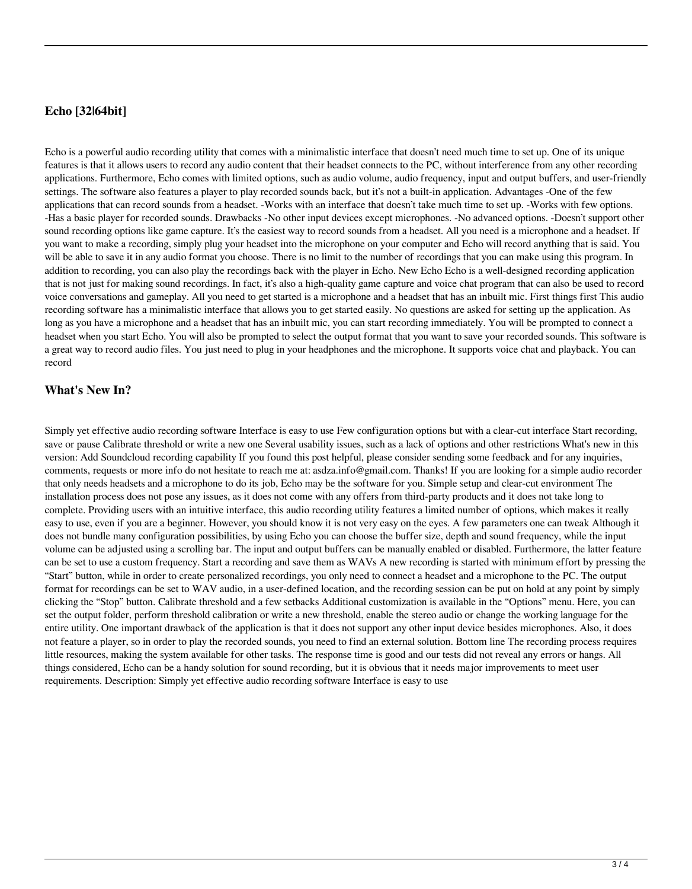## Echo [32|64bit]

Echo is a powerful audio recording utility that comes with a minimalistic interface that doesn't need much time to set up. One of its unique features is that it allows users to record any audio content that their headset connects to the PC, without interference from any other recording applications. Furthermore, Echo comes with limited options, such as audio volume, audio frequency, input and output buffers, and user-friendly settings. The software also features a player to play recorded sounds back, but it's not a built-in application. Advantages -One of the few applications that can record sounds from a headset. -Works with an interface that doesn't take much time to set up. -Works with few options. -Has a basic player for recorded sounds. Drawbacks -No other input devices except microphones. -No advanced options. -Doesn't support other sound recording options like game capture. It's the easiest way to record sounds from a headset. All you need is a microphone and a headset. If you want to make a recording, simply plug your headset into the microphone on your computer and Echo will record anything that is said. You will be able to save it in any audio format you choose. There is no limit to the number of recordings that you can make using this program. In addition to recording, you can also play the recordings back with the player in Echo. New Echo Echo is a well-designed recording application that is not just for making sound recordings. In fact, it's also a high-quality game capture and voice chat program that can also be used to record voice conversations and gameplay. All you need to get started is a microphone and a headset that has an inbuilt mic. First things first This audio recording software has a minimalistic interface that allows you to get started easily. No questions are asked for setting up the application. As long as you have a microphone and a headset that has an inbuilt mic, you can start recording immediately. You will be prompted to connect a headset when you start Echo. You will also be prompted to select the output format that you want to save your recorded sounds. This software is a great way to record audio files. You just need to plug in your headphones and the microphone. It supports voice chat and playback. You can record

## What's New In?

Simply yet effective audio recording software Interface is easy to use Few configuration options but with a clear-cut interface Start recording, save or pause Calibrate threshold or write a new one Several usability issues, such as a lack of options and other restrictions What's new in this version: Add Soundcloud recording capability If you found this post helpful, please consider sending some feedback and for any inquiries, comments, requests or more info do not hesitate to reach me at: asdza.info@gmail.com. Thanks! If you are looking for a simple audio recorder that only needs headsets and a microphone to do its job, Echo may be the software for you. Simple setup and clear-cut environment The installation process does not pose any issues, as it does not come with any offers from third-party products and it does not take long to complete. Providing users with an intuitive interface, this audio recording utility features a limited number of options, which makes it really easy to use, even if you are a beginner. However, you should know it is not very easy on the eyes. A few parameters one can tweak Although it does not bundle many configuration possibilities, by using Echo you can choose the buffer size, depth and sound frequency, while the input volume can be adjusted using a scrolling bar. The input and output buffers can be manually enabled or disabled. Furthermore, the latter feature can be set to use a custom frequency. Start a recording and save them as WAVs A new recording is started with minimum effort by pressing the "Start" button, while in order to create personalized recordings, you only need to connect a headset and a microphone to the PC. The output format for recordings can be set to WAV audio, in a user-defined location, and the recording session can be put on hold at any point by simply clicking the "Stop" button. Calibrate threshold and a few setbacks Additional customization is available in the "Options" menu. Here, you can set the output folder, perform threshold calibration or write a new threshold, enable the stereo audio or change the working language for the entire utility. One important drawback of the application is that it does not support any other input device besides microphones. Also, it does not feature a player, so in order to play the recorded sounds, you need to find an external solution. Bottom line The recording process requires little resources, making the system available for other tasks. The response time is good and our tests did not reveal any errors or hangs. All things considered, Echo can be a handy solution for sound recording, but it is obvious that it needs major improvements to meet user requirements. Description: Simply yet effective audio recording software Interface is easy to use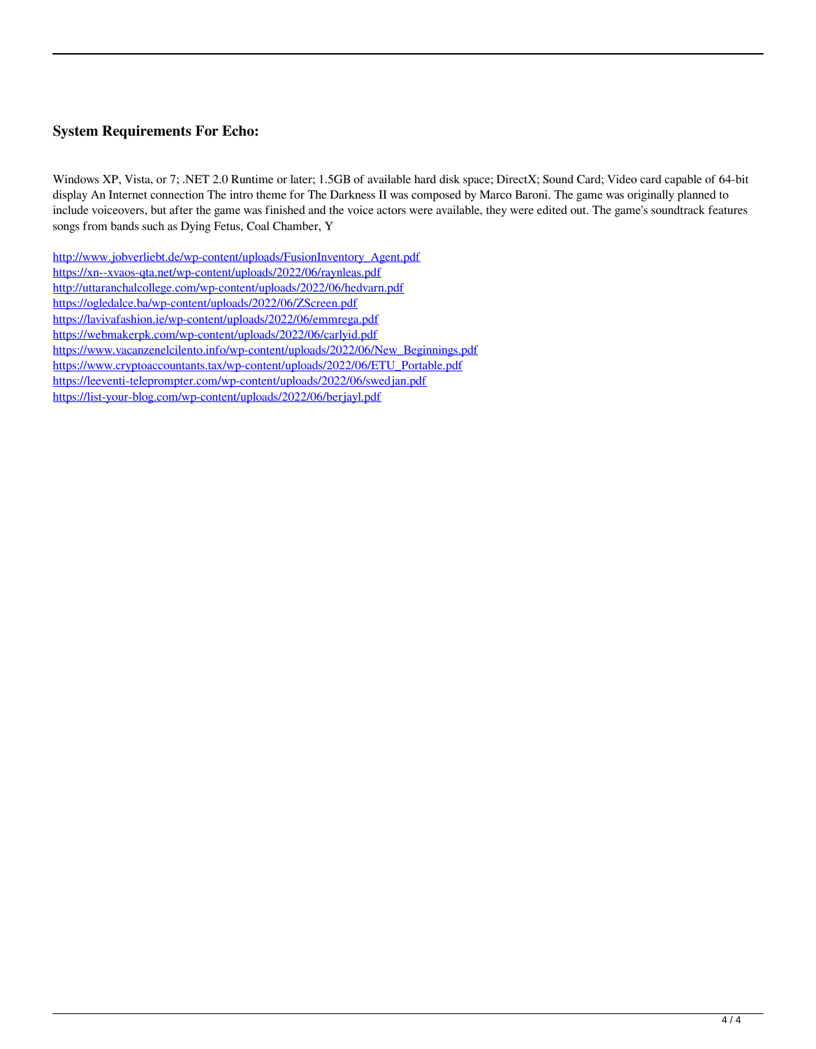### System Requirements For Echo:

Windows XP, Vista, or 7; .NET 2.0 Runtime or later; 1.5GB of available hard disk space; DirectX; Sound Card; Video card capable of 64-bit display An Internet connection The intro theme for The Darkness II was composed by Marco Baroni. The game was originally planned to include voiceovers, but after the game was finished and the voice actors were available, they were edited out. The game's soundtrack features songs from bands such as Dying Fetus, Coal Chamber, Y

http://www.jobverliebt.de/wp-content/uploads/FusionInventory_Agent.pdf
https://xn--xvaos-qta.net/wp-content/uploads/2022/06/raynleas.pdf
http://uttaranchalcollege.com/wp-content/uploads/2022/06/hedvarn.pdf
https://ogledalce.ba/wp-content/uploads/2022/06/ZScreen.pdf
https://lavivafashion.ie/wp-content/uploads/2022/06/emmrega.pdf
https://webmakerpk.com/wp-content/uploads/2022/06/carlyid.pdf
https://www.vacanzenelcilento.info/wp-content/uploads/2022/06/New_Beginnings.pdf
https://www.cryptoaccountants.tax/wp-content/uploads/2022/06/ETU_Portable.pdf
https://leeventi-teleprompter.com/wp-content/uploads/2022/06/swedjan.pdf
https://list-your-blog.com/wp-content/uploads/2022/06/berjayl.pdf